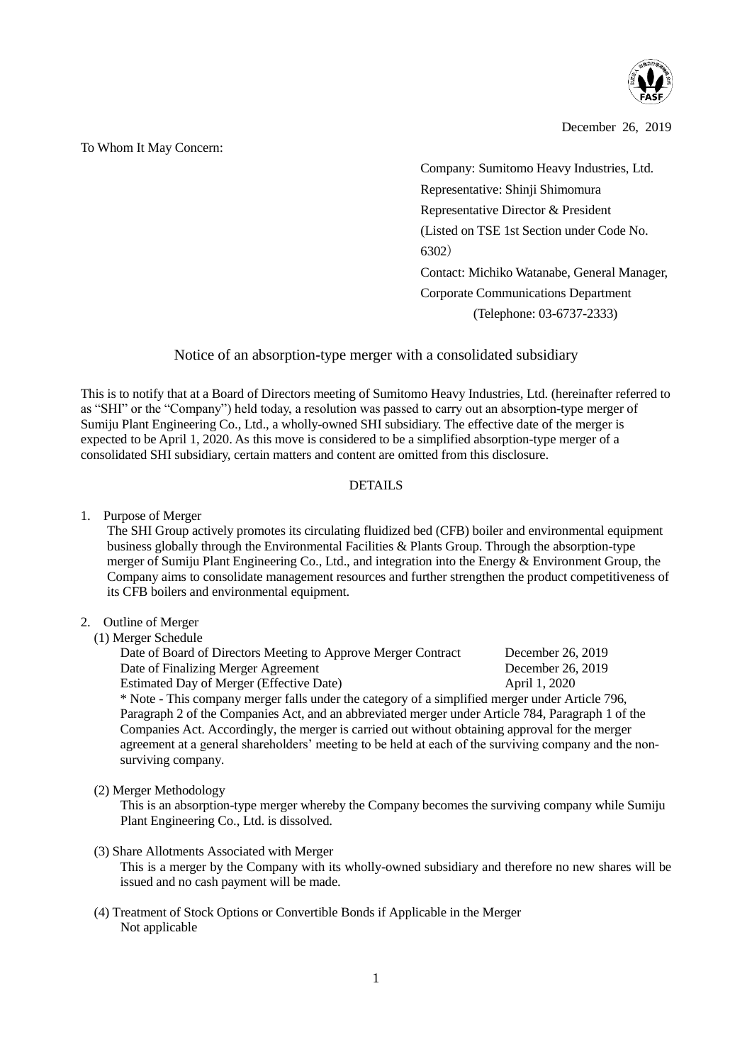December 26, 2019

To Whom It May Concern:

Company: Sumitomo Heavy Industries, Ltd.
Representative: Shinji Shimomura
Representative Director & President
(Listed on TSE 1st Section under Code No. 6302)
Contact: Michiko Watanabe, General Manager, Corporate Communications Department
(Telephone: 03-6737-2333)

# Notice of an absorption-type merger with a consolidated subsidiary

This is to notify that at a Board of Directors meeting of Sumitomo Heavy Industries, Ltd. (hereinafter referred to as "SHI" or the "Company") held today, a resolution was passed to carry out an absorption-type merger of Sumiju Plant Engineering Co., Ltd., a wholly-owned SHI subsidiary. The effective date of the merger is expected to be April 1, 2020. As this move is considered to be a simplified absorption-type merger of a consolidated SHI subsidiary, certain matters and content are omitted from this disclosure.

## DETAILS

1. Purpose of Merger

   The SHI Group actively promotes its circulating fluidized bed (CFB) boiler and environmental equipment business globally through the Environmental Facilities & Plants Group. Through the absorption-type merger of Sumiju Plant Engineering Co., Ltd., and integration into the Energy & Environment Group, the Company aims to consolidate management resources and further strengthen the product competitiveness of its CFB boilers and environmental equipment.

2. Outline of Merger

   (1) Merger Schedule

   | | |
   |---|---|
   | Date of Board of Directors Meeting to Approve Merger Contract | December 26, 2019 |
   | Date of Finalizing Merger Agreement | December 26, 2019 |
   | Estimated Day of Merger (Effective Date) | April 1, 2020 |

   * Note - This company merger falls under the category of a simplified merger under Article 796, Paragraph 2 of the Companies Act, and an abbreviated merger under Article 784, Paragraph 1 of the Companies Act. Accordingly, the merger is carried out without obtaining approval for the merger agreement at a general shareholders' meeting to be held at each of the surviving company and the non-surviving company.

   (2) Merger Methodology

   This is an absorption-type merger whereby the Company becomes the surviving company while Sumiju Plant Engineering Co., Ltd. is dissolved.

   (3) Share Allotments Associated with Merger

   This is a merger by the Company with its wholly-owned subsidiary and therefore no new shares will be issued and no cash payment will be made.

   (4) Treatment of Stock Options or Convertible Bonds if Applicable in the Merger

   Not applicable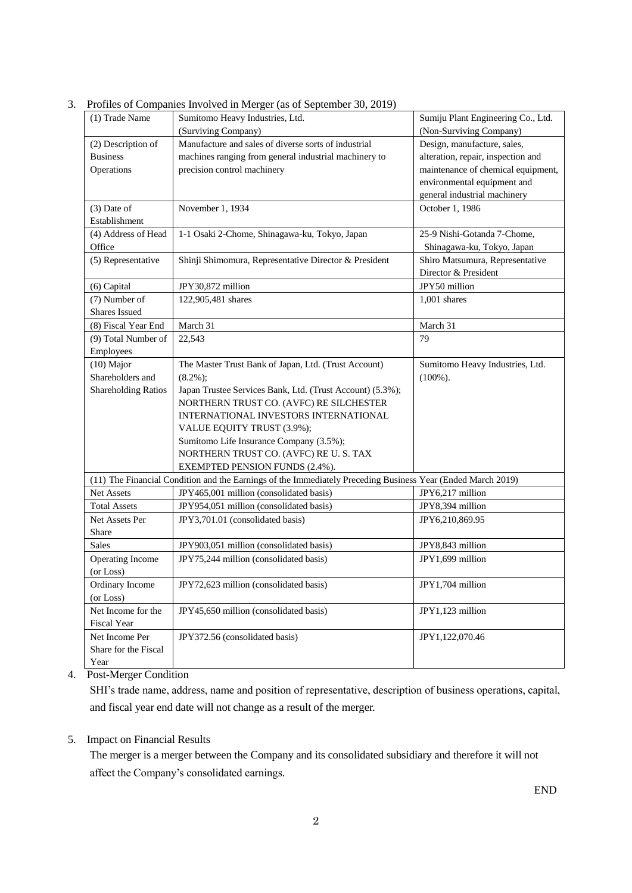3. Profiles of Companies Involved in Merger (as of September 30, 2019)

| | | |
|---|---|---|
| (1) Trade Name | Sumitomo Heavy Industries, Ltd. (Surviving Company) | Sumiju Plant Engineering Co., Ltd. (Non-Surviving Company) |
| (2) Description of Business Operations | Manufacture and sales of diverse sorts of industrial machines ranging from general industrial machinery to precision control machinery | Design, manufacture, sales, alteration, repair, inspection and maintenance of chemical equipment, environmental equipment and general industrial machinery |
| (3) Date of Establishment | November 1, 1934 | October 1, 1986 |
| (4) Address of Head Office | 1-1 Osaki 2-Chome, Shinagawa-ku, Tokyo, Japan | 25-9 Nishi-Gotanda 7-Chome, Shinagawa-ku, Tokyo, Japan |
| (5) Representative | Shinji Shimomura, Representative Director & President | Shiro Matsumura, Representative Director & President |
| (6) Capital | JPY30,872 million | JPY50 million |
| (7) Number of Shares Issued | 122,905,481 shares | 1,001 shares |
| (8) Fiscal Year End | March 31 | March 31 |
| (9) Total Number of Employees | 22,543 | 79 |
| (10) Major Shareholders and Shareholding Ratios | The Master Trust Bank of Japan, Ltd. (Trust Account) (8.2%); Japan Trustee Services Bank, Ltd. (Trust Account) (5.3%); NORTHERN TRUST CO. (AVFC) RE SILCHESTER INTERNATIONAL INVESTORS INTERNATIONAL VALUE EQUITY TRUST (3.9%); Sumitomo Life Insurance Company (3.5%); NORTHERN TRUST CO. (AVFC) RE U. S. TAX EXEMPTED PENSION FUNDS (2.4%). | Sumitomo Heavy Industries, Ltd. (100%). |
| (11) The Financial Condition and the Earnings of the Immediately Preceding Business Year (Ended March 2019) | | |
| Net Assets | JPY465,001 million (consolidated basis) | JPY6,217 million |
| Total Assets | JPY954,051 million (consolidated basis) | JPY8,394 million |
| Net Assets Per Share | JPY3,701.01 (consolidated basis) | JPY6,210,869.95 |
| Sales | JPY903,051 million (consolidated basis) | JPY8,843 million |
| Operating Income (or Loss) | JPY75,244 million (consolidated basis) | JPY1,699 million |
| Ordinary Income (or Loss) | JPY72,623 million (consolidated basis) | JPY1,704 million |
| Net Income for the Fiscal Year | JPY45,650 million (consolidated basis) | JPY1,123 million |
| Net Income Per Share for the Fiscal Year | JPY372.56 (consolidated basis) | JPY1,122,070.46 |

4. Post-Merger Condition

SHI's trade name, address, name and position of representative, description of business operations, capital, and fiscal year end date will not change as a result of the merger.

5. Impact on Financial Results

The merger is a merger between the Company and its consolidated subsidiary and therefore it will not affect the Company's consolidated earnings.

END